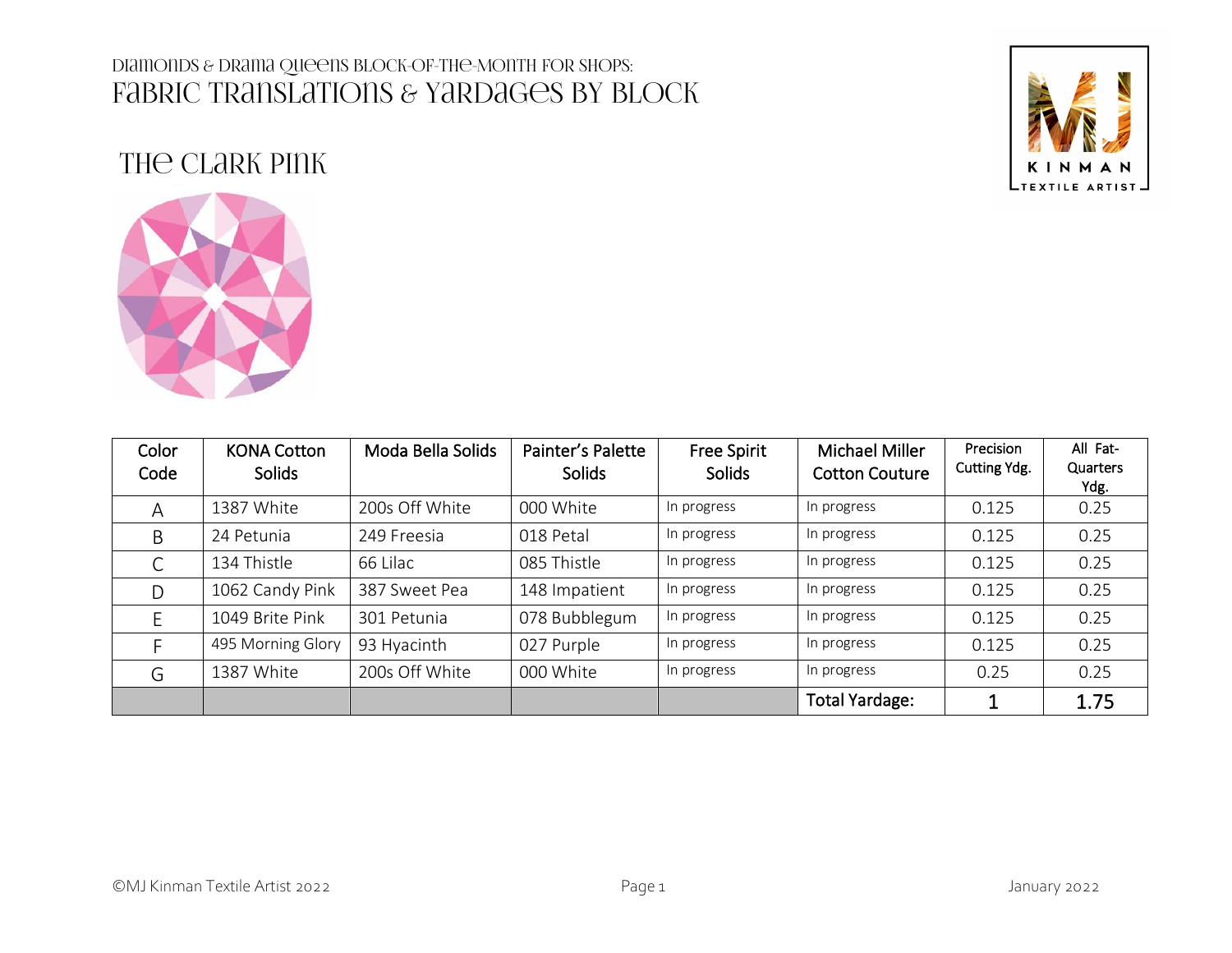# Diamonds & Drama Queens Block-of-the-Month for Shops:
# Fabric Translations & Yardages by Block

## The Clark Pink

| Color Code | KONA Cotton Solids | Moda Bella Solids | Painter's Palette Solids | Free Spirit Solids | Michael Miller Cotton Couture | Precision Cutting Ydg. | All Fat-Quarters Ydg. |
|---|---|---|---|---|---|---|---|
| A | 1387 White | 200s Off White | 000 White | In progress | In progress | 0.125 | 0.25 |
| B | 24 Petunia | 249 Freesia | 018 Petal | In progress | In progress | 0.125 | 0.25 |
| C | 134 Thistle | 66 Lilac | 085 Thistle | In progress | In progress | 0.125 | 0.25 |
| D | 1062 Candy Pink | 387 Sweet Pea | 148 Impatient | In progress | In progress | 0.125 | 0.25 |
| E | 1049 Brite Pink | 301 Petunia | 078 Bubblegum | In progress | In progress | 0.125 | 0.25 |
| F | 495 Morning Glory | 93 Hyacinth | 027 Purple | In progress | In progress | 0.125 | 0.25 |
| G | 1387 White | 200s Off White | 000 White | In progress | In progress | 0.25 | 0.25 |
| | | | | | **Total Yardage:** | **1** | **1.75** |

©MJ Kinman Textile Artist 2022

January 2022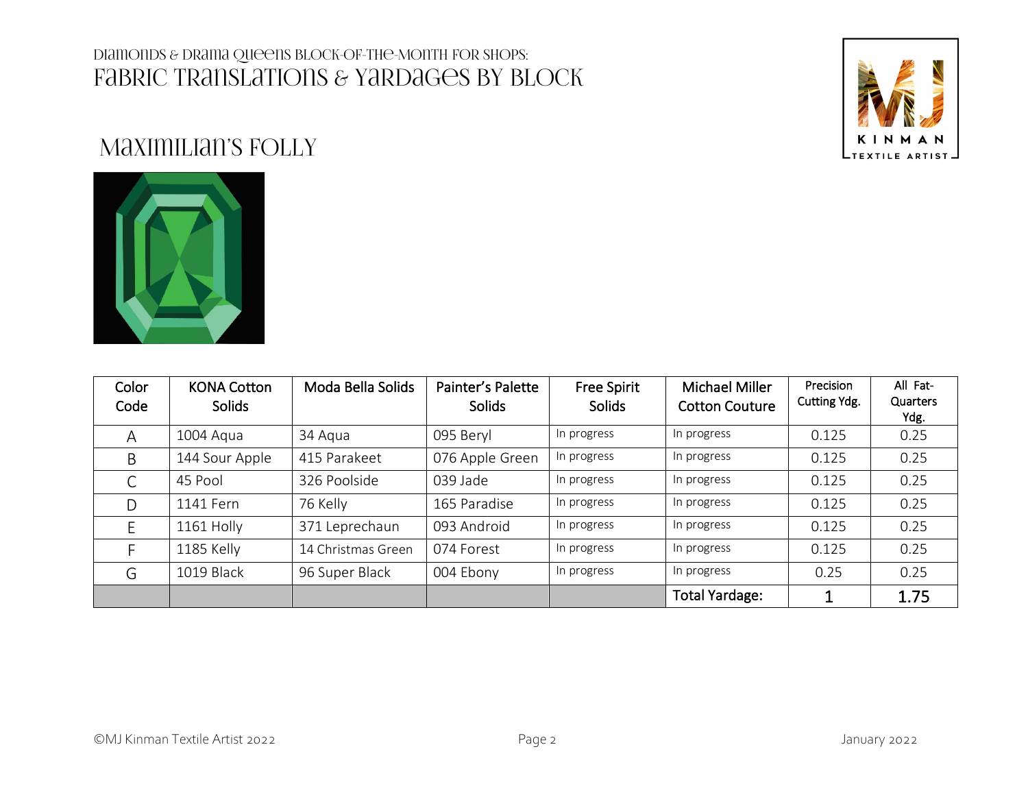# Diamonds & Drama Queens Block-of-the-Month for Shops:
# Fabric Translations & Yardages by Block

## Maximilian's Folly

| Color Code | KONA Cotton Solids | Moda Bella Solids | Painter's Palette Solids | Free Spirit Solids | Michael Miller Cotton Couture | Precision Cutting Ydg. | All Fat-Quarters Ydg. |
|---|---|---|---|---|---|---|---|
| A | 1004 Aqua | 34 Aqua | 095 Beryl | In progress | In progress | 0.125 | 0.25 |
| B | 144 Sour Apple | 415 Parakeet | 076 Apple Green | In progress | In progress | 0.125 | 0.25 |
| C | 45 Pool | 326 Poolside | 039 Jade | In progress | In progress | 0.125 | 0.25 |
| D | 1141 Fern | 76 Kelly | 165 Paradise | In progress | In progress | 0.125 | 0.25 |
| E | 1161 Holly | 371 Leprechaun | 093 Android | In progress | In progress | 0.125 | 0.25 |
| F | 1185 Kelly | 14 Christmas Green | 074 Forest | In progress | In progress | 0.125 | 0.25 |
| G | 1019 Black | 96 Super Black | 004 Ebony | In progress | In progress | 0.25 | 0.25 |
| | | | | | Total Yardage: | 1 | 1.75 |

©MJ Kinman Textile Artist 2022

January 2022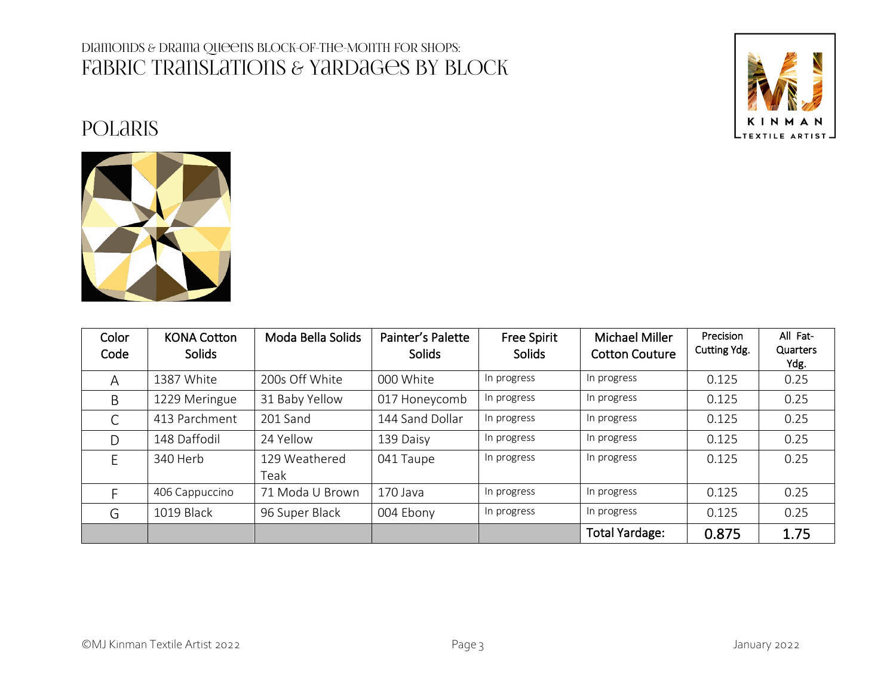# Diamonds & Drama Queens Block-of-the-Month for Shops:
# Fabric Translations & Yardages by Block

## POLARIS

| Color Code | KONA Cotton Solids | Moda Bella Solids | Painter's Palette Solids | Free Spirit Solids | Michael Miller Cotton Couture | Precision Cutting Ydg. | All Fat-Quarters Ydg. |
|---|---|---|---|---|---|---|---|
| A | 1387 White | 200s Off White | 000 White | In progress | In progress | 0.125 | 0.25 |
| B | 1229 Meringue | 31 Baby Yellow | 017 Honeycomb | In progress | In progress | 0.125 | 0.25 |
| C | 413 Parchment | 201 Sand | 144 Sand Dollar | In progress | In progress | 0.125 | 0.25 |
| D | 148 Daffodil | 24 Yellow | 139 Daisy | In progress | In progress | 0.125 | 0.25 |
| E | 340 Herb | 129 Weathered Teak | 041 Taupe | In progress | In progress | 0.125 | 0.25 |
| F | 406 Cappuccino | 71 Moda U Brown | 170 Java | In progress | In progress | 0.125 | 0.25 |
| G | 1019 Black | 96 Super Black | 004 Ebony | In progress | In progress | 0.125 | 0.25 |
| | | | | | Total Yardage: | 0.875 | 1.75 |

©MJ Kinman Textile Artist 2022

January 2022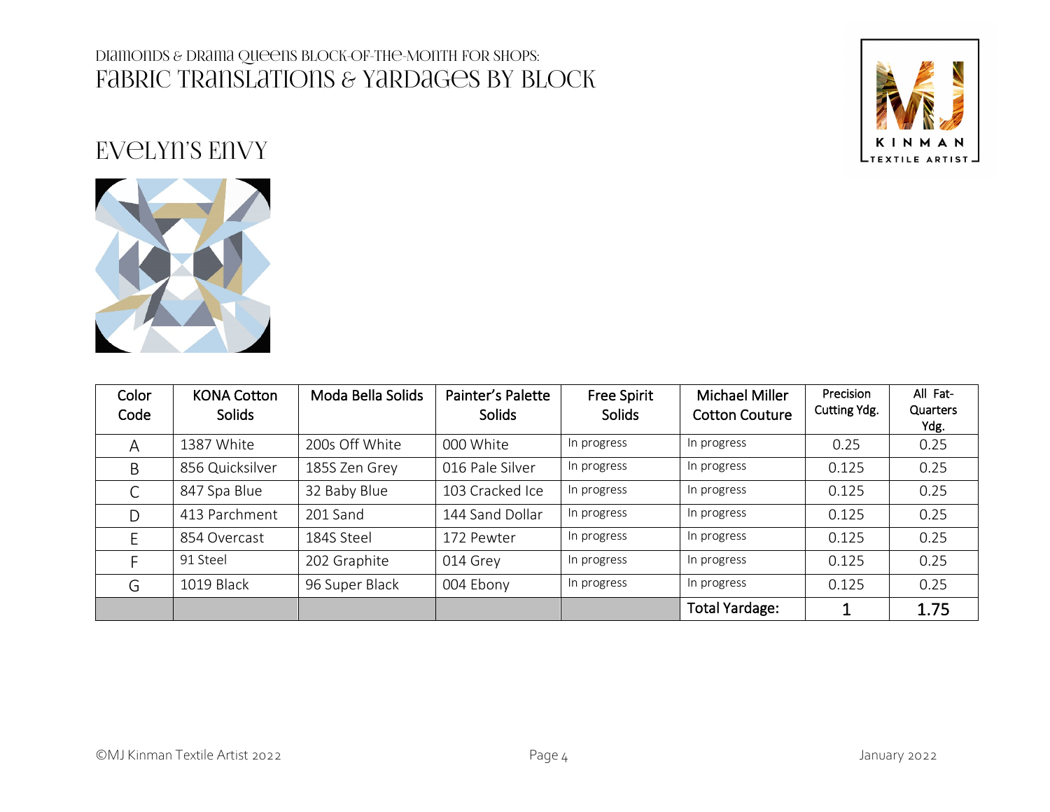# Diamonds & Drama Queens Block-of-the-Month for Shops:
# Fabric Translations & Yardages by Block

## Evelyn's Envy

| Color Code | KONA Cotton Solids | Moda Bella Solids | Painter's Palette Solids | Free Spirit Solids | Michael Miller Cotton Couture | Precision Cutting Ydg. | All Fat-Quarters Ydg. |
|---|---|---|---|---|---|---|---|
| A | 1387 White | 200s Off White | 000 White | In progress | In progress | 0.25 | 0.25 |
| B | 856 Quicksilver | 185S Zen Grey | 016 Pale Silver | In progress | In progress | 0.125 | 0.25 |
| C | 847 Spa Blue | 32 Baby Blue | 103 Cracked Ice | In progress | In progress | 0.125 | 0.25 |
| D | 413 Parchment | 201 Sand | 144 Sand Dollar | In progress | In progress | 0.125 | 0.25 |
| E | 854 Overcast | 184S Steel | 172 Pewter | In progress | In progress | 0.125 | 0.25 |
| F | 91 Steel | 202 Graphite | 014 Grey | In progress | In progress | 0.125 | 0.25 |
| G | 1019 Black | 96 Super Black | 004 Ebony | In progress | In progress | 0.125 | 0.25 |
| | | | | | Total Yardage: | 1 | 1.75 |

©MJ Kinman Textile Artist 2022 — January 2022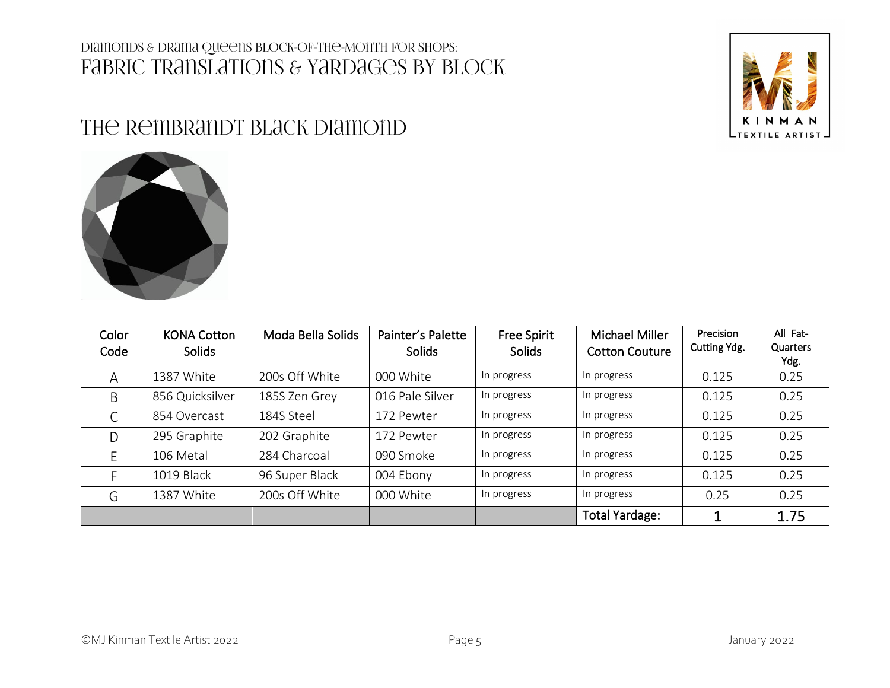Diamonds & Drama Queens Block-of-the-Month for Shops:

# Fabric Translations & Yardages by Block

## The Rembrandt Black Diamond

| Color Code | KONA Cotton Solids | Moda Bella Solids | Painter's Palette Solids | Free Spirit Solids | Michael Miller Cotton Couture | Precision Cutting Ydg. | All Fat-Quarters Ydg. |
|---|---|---|---|---|---|---|---|
| A | 1387 White | 200s Off White | 000 White | In progress | In progress | 0.125 | 0.25 |
| B | 856 Quicksilver | 185S Zen Grey | 016 Pale Silver | In progress | In progress | 0.125 | 0.25 |
| C | 854 Overcast | 184S Steel | 172 Pewter | In progress | In progress | 0.125 | 0.25 |
| D | 295 Graphite | 202 Graphite | 172 Pewter | In progress | In progress | 0.125 | 0.25 |
| E | 106 Metal | 284 Charcoal | 090 Smoke | In progress | In progress | 0.125 | 0.25 |
| F | 1019 Black | 96 Super Black | 004 Ebony | In progress | In progress | 0.125 | 0.25 |
| G | 1387 White | 200s Off White | 000 White | In progress | In progress | 0.25 | 0.25 |
| | | | | | **Total Yardage:** | 1 | 1.75 |

©MJ Kinman Textile Artist 2022 — January 2022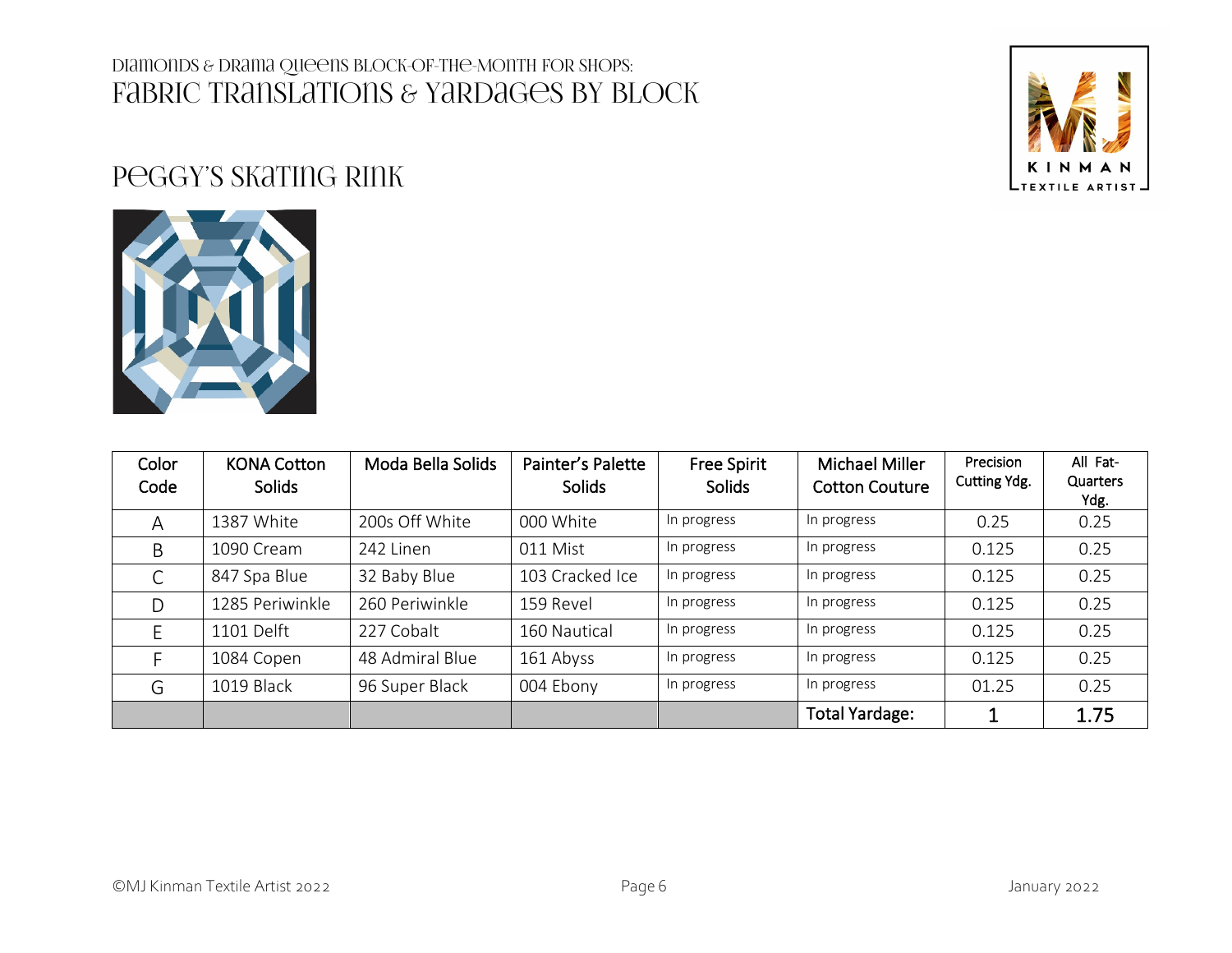Diamonds & Drama Queens Block-of-the-Month for Shops:

# Fabric Translations & Yardages by Block

## Peggy's Skating Rink

| Color Code | KONA Cotton Solids | Moda Bella Solids | Painter's Palette Solids | Free Spirit Solids | Michael Miller Cotton Couture | Precision Cutting Ydg. | All Fat-Quarters Ydg. |
|---|---|---|---|---|---|---|---|
| A | 1387 White | 200s Off White | 000 White | In progress | In progress | 0.25 | 0.25 |
| B | 1090 Cream | 242 Linen | 011 Mist | In progress | In progress | 0.125 | 0.25 |
| C | 847 Spa Blue | 32 Baby Blue | 103 Cracked Ice | In progress | In progress | 0.125 | 0.25 |
| D | 1285 Periwinkle | 260 Periwinkle | 159 Revel | In progress | In progress | 0.125 | 0.25 |
| E | 1101 Delft | 227 Cobalt | 160 Nautical | In progress | In progress | 0.125 | 0.25 |
| F | 1084 Copen | 48 Admiral Blue | 161 Abyss | In progress | In progress | 0.125 | 0.25 |
| G | 1019 Black | 96 Super Black | 004 Ebony | In progress | In progress | 01.25 | 0.25 |
| | | | | | Total Yardage: | 1 | 1.75 |

©MJ Kinman Textile Artist 2022 January 2022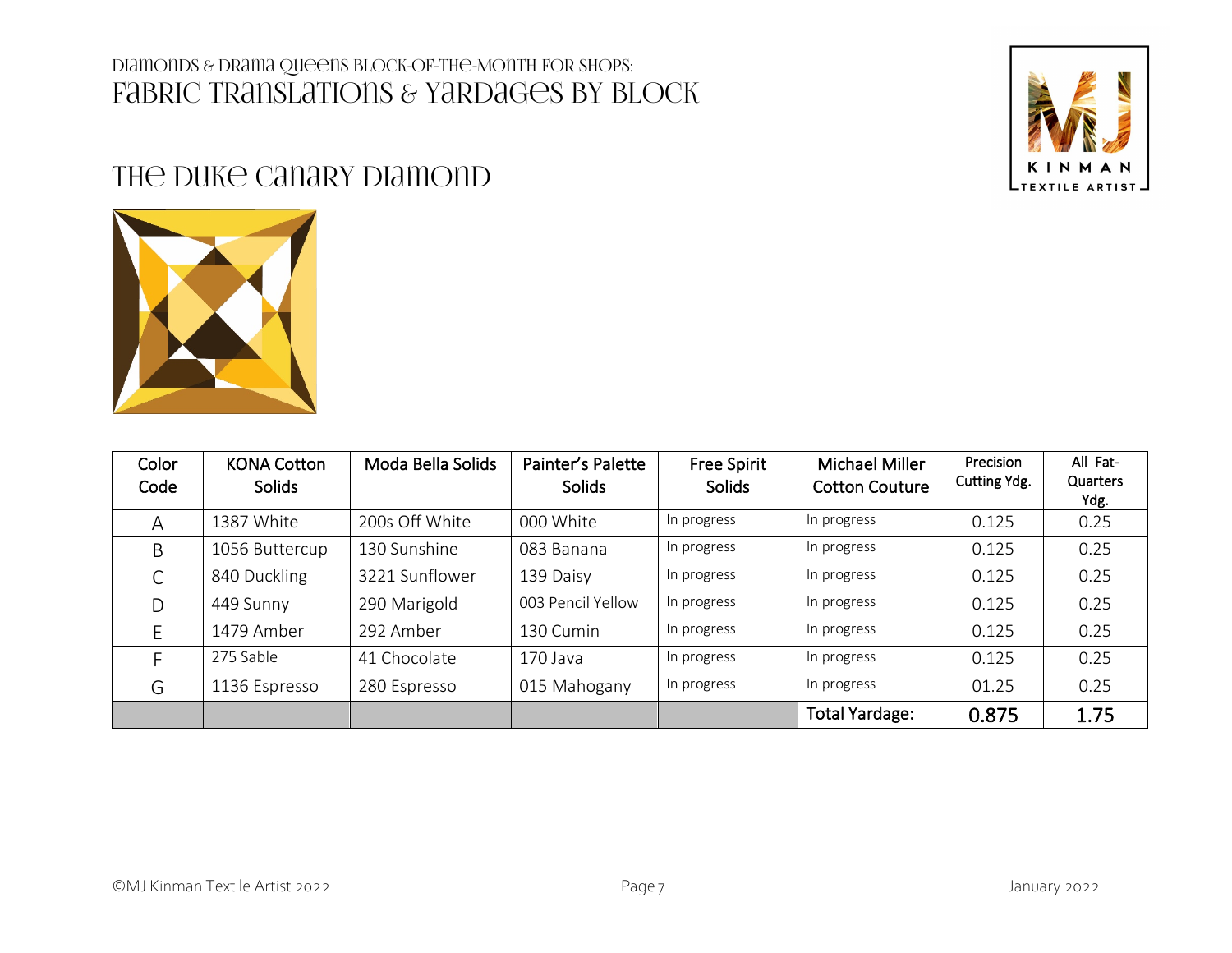Diamonds & Drama Queens Block-of-the-Month for Shops:
# Fabric Translations & Yardages by Block

## The Duke Canary Diamond

| Color Code | KONA Cotton Solids | Moda Bella Solids | Painter's Palette Solids | Free Spirit Solids | Michael Miller Cotton Couture | Precision Cutting Ydg. | All Fat-Quarters Ydg. |
|---|---|---|---|---|---|---|---|
| A | 1387 White | 200s Off White | 000 White | In progress | In progress | 0.125 | 0.25 |
| B | 1056 Buttercup | 130 Sunshine | 083 Banana | In progress | In progress | 0.125 | 0.25 |
| C | 840 Duckling | 3221 Sunflower | 139 Daisy | In progress | In progress | 0.125 | 0.25 |
| D | 449 Sunny | 290 Marigold | 003 Pencil Yellow | In progress | In progress | 0.125 | 0.25 |
| E | 1479 Amber | 292 Amber | 130 Cumin | In progress | In progress | 0.125 | 0.25 |
| F | 275 Sable | 41 Chocolate | 170 Java | In progress | In progress | 0.125 | 0.25 |
| G | 1136 Espresso | 280 Espresso | 015 Mahogany | In progress | In progress | 01.25 | 0.25 |
| | | | | | Total Yardage: | 0.875 | 1.75 |

©MJ Kinman Textile Artist 2022

January 2022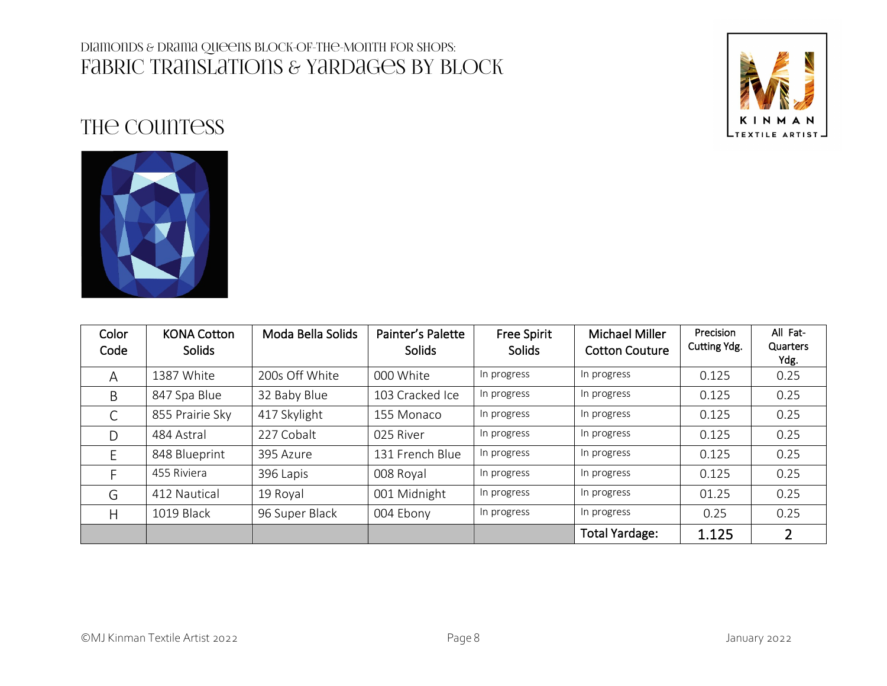Diamonds & Drama Queens Block-of-the-Month for Shops:

# Fabric Translations & Yardages by Block

## The Countess

| Color Code | KONA Cotton Solids | Moda Bella Solids | Painter's Palette Solids | Free Spirit Solids | Michael Miller Cotton Couture | Precision Cutting Ydg. | All Fat-Quarters Ydg. |
|---|---|---|---|---|---|---|---|
| A | 1387 White | 200s Off White | 000 White | In progress | In progress | 0.125 | 0.25 |
| B | 847 Spa Blue | 32 Baby Blue | 103 Cracked Ice | In progress | In progress | 0.125 | 0.25 |
| C | 855 Prairie Sky | 417 Skylight | 155 Monaco | In progress | In progress | 0.125 | 0.25 |
| D | 484 Astral | 227 Cobalt | 025 River | In progress | In progress | 0.125 | 0.25 |
| E | 848 Blueprint | 395 Azure | 131 French Blue | In progress | In progress | 0.125 | 0.25 |
| F | 455 Riviera | 396 Lapis | 008 Royal | In progress | In progress | 0.125 | 0.25 |
| G | 412 Nautical | 19 Royal | 001 Midnight | In progress | In progress | 01.25 | 0.25 |
| H | 1019 Black | 96 Super Black | 004 Ebony | In progress | In progress | 0.25 | 0.25 |
| | | | | | Total Yardage: | 1.125 | 2 |

©MJ Kinman Textile Artist 2022 January 2022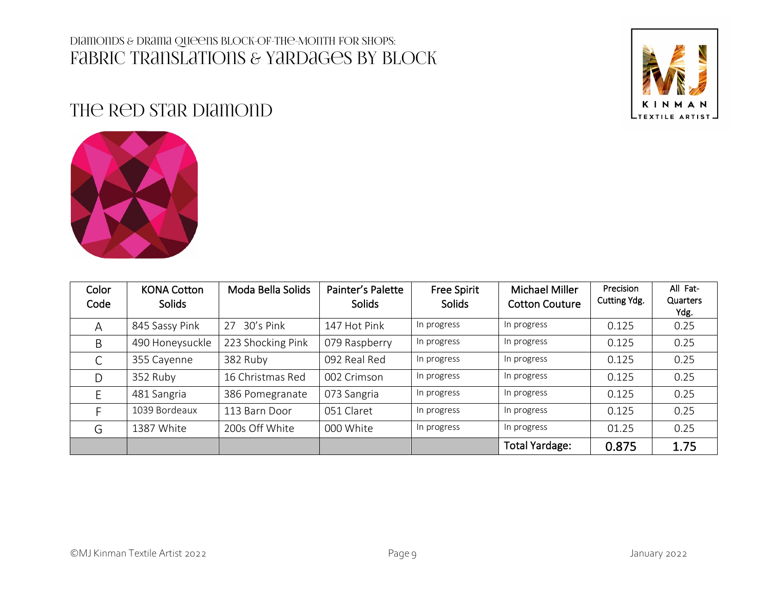# Diamonds & Drama Queens Block-of-the-Month for Shops:
# Fabric Translations & Yardages by Block

## The Red Star Diamond

| Color Code | KONA Cotton Solids | Moda Bella Solids | Painter's Palette Solids | Free Spirit Solids | Michael Miller Cotton Couture | Precision Cutting Ydg. | All Fat-Quarters Ydg. |
|---|---|---|---|---|---|---|---|
| A | 845 Sassy Pink | 27 30's Pink | 147 Hot Pink | In progress | In progress | 0.125 | 0.25 |
| B | 490 Honeysuckle | 223 Shocking Pink | 079 Raspberry | In progress | In progress | 0.125 | 0.25 |
| C | 355 Cayenne | 382 Ruby | 092 Real Red | In progress | In progress | 0.125 | 0.25 |
| D | 352 Ruby | 16 Christmas Red | 002 Crimson | In progress | In progress | 0.125 | 0.25 |
| E | 481 Sangria | 386 Pomegranate | 073 Sangria | In progress | In progress | 0.125 | 0.25 |
| F | 1039 Bordeaux | 113 Barn Door | 051 Claret | In progress | In progress | 0.125 | 0.25 |
| G | 1387 White | 200s Off White | 000 White | In progress | In progress | 01.25 | 0.25 |
| | | | | | Total Yardage: | 0.875 | 1.75 |

©MJ Kinman Textile Artist 2022

January 2022